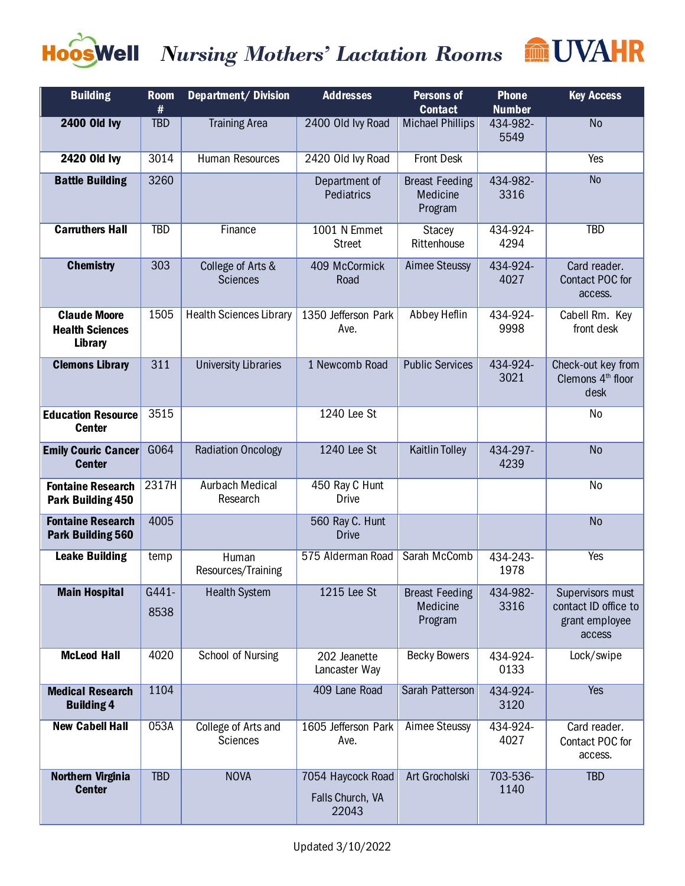# HoosWell *Nursing Mothers' Lactation Rooms* UVAHR

| Building | Room # | Department/ Division | Addresses | Persons of Contact | Phone Number | Key Access |
|---|---|---|---|---|---|---|
| **2400 Old Ivy** | TBD | Training Area | 2400 Old Ivy Road | Michael Phillips | 434-982-5549 | No |
| **2420 Old Ivy** | 3014 | Human Resources | 2420 Old Ivy Road | Front Desk | | Yes |
| **Battle Building** | 3260 | | Department of Pediatrics | Breast Feeding Medicine Program | 434-982-3316 | No |
| **Carruthers Hall** | TBD | Finance | 1001 N Emmet Street | Stacey Rittenhouse | 434-924-4294 | TBD |
| **Chemistry** | 303 | College of Arts & Sciences | 409 McCormick Road | Aimee Steussy | 434-924-4027 | Card reader. Contact POC for access. |
| **Claude Moore Health Sciences Library** | 1505 | Health Sciences Library | 1350 Jefferson Park Ave. | Abbey Heflin | 434-924-9998 | Cabell Rm. Key front desk |
| **Clemons Library** | 311 | University Libraries | 1 Newcomb Road | Public Services | 434-924-3021 | Check-out key from Clemons 4th floor desk |
| **Education Resource Center** | 3515 | | 1240 Lee St | | | No |
| **Emily Couric Cancer Center** | G064 | Radiation Oncology | 1240 Lee St | Kaitlin Tolley | 434-297-4239 | No |
| **Fontaine Research Park Building 450** | 2317H | Aurbach Medical Research | 450 Ray C Hunt Drive | | | No |
| **Fontaine Research Park Building 560** | 4005 | | 560 Ray C. Hunt Drive | | | No |
| **Leake Building** | temp | Human Resources/Training | 575 Alderman Road | Sarah McComb | 434-243-1978 | Yes |
| **Main Hospital** | G441-8538 | Health System | 1215 Lee St | Breast Feeding Medicine Program | 434-982-3316 | Supervisors must contact ID office to grant employee access |
| **McLeod Hall** | 4020 | School of Nursing | 202 Jeanette Lancaster Way | Becky Bowers | 434-924-0133 | Lock/swipe |
| **Medical Research Building 4** | 1104 | | 409 Lane Road | Sarah Patterson | 434-924-3120 | Yes |
| **New Cabell Hall** | 053A | College of Arts and Sciences | 1605 Jefferson Park Ave. | Aimee Steussy | 434-924-4027 | Card reader. Contact POC for access. |
| **Northern Virginia Center** | TBD | NOVA | 7054 Haycock Road Falls Church, VA 22043 | Art Grocholski | 703-536-1140 | TBD |

Updated 3/10/2022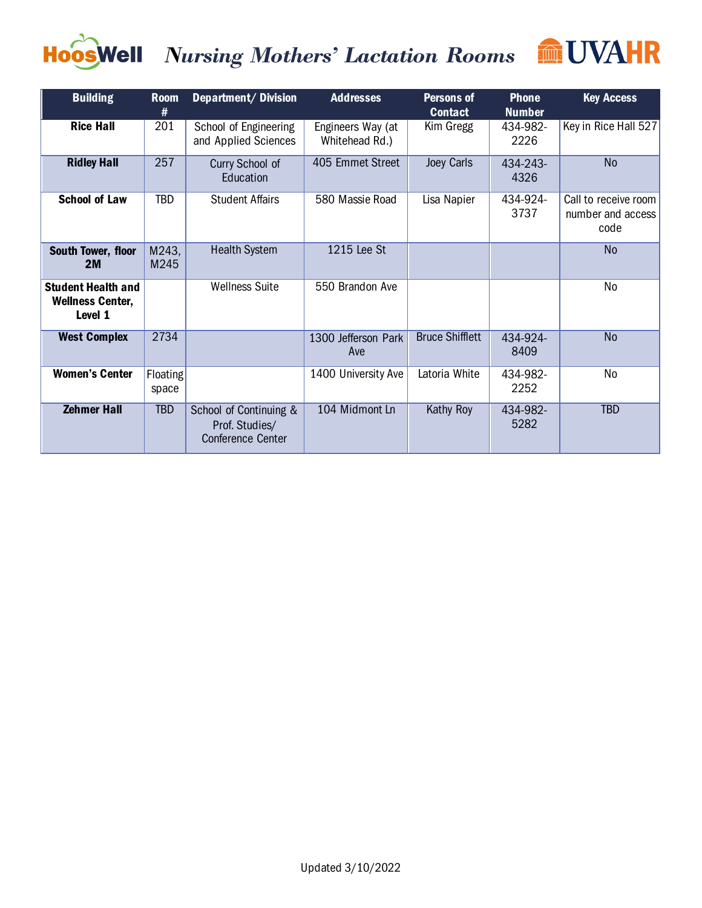# Nursing Mothers' Lactation Rooms

| Building | Room # | Department/ Division | Addresses | Persons of Contact | Phone Number | Key Access |
|---|---|---|---|---|---|---|
| **Rice Hall** | 201 | School of Engineering and Applied Sciences | Engineers Way (at Whitehead Rd.) | Kim Gregg | 434-982-2226 | Key in Rice Hall 527 |
| **Ridley Hall** | 257 | Curry School of Education | 405 Emmet Street | Joey Carls | 434-243-4326 | No |
| **School of Law** | TBD | Student Affairs | 580 Massie Road | Lisa Napier | 434-924-3737 | Call to receive room number and access code |
| **South Tower, floor 2M** | M243, M245 | Health System | 1215 Lee St | | | No |
| **Student Health and Wellness Center, Level 1** | | Wellness Suite | 550 Brandon Ave | | | No |
| **West Complex** | 2734 | | 1300 Jefferson Park Ave | Bruce Shifflett | 434-924-8409 | No |
| **Women's Center** | Floating space | | 1400 University Ave | Latoria White | 434-982-2252 | No |
| **Zehmer Hall** | TBD | School of Continuing & Prof. Studies/ Conference Center | 104 Midmont Ln | Kathy Roy | 434-982-5282 | TBD |

Updated 3/10/2022